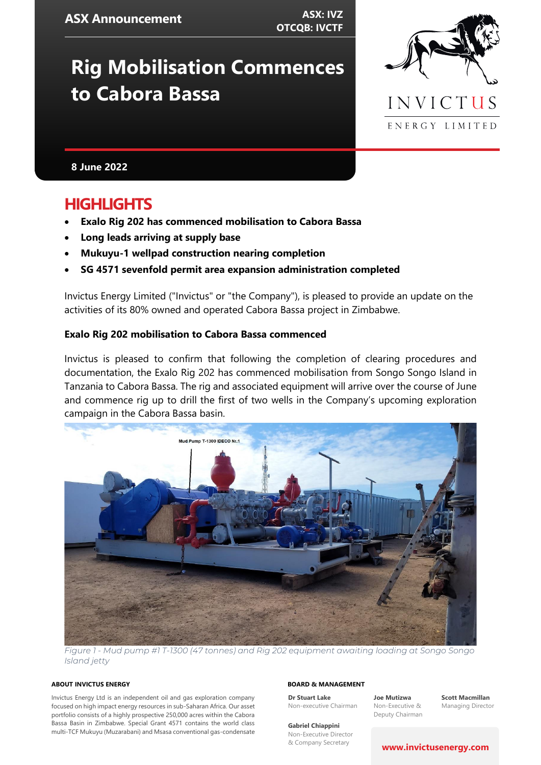ASX Announcement

ASX: IVZ
OTCQB: IVCTF

# Rig Mobilisation Commences to Cabora Bassa

INVICTUS ENERGY LIMITED

8 June 2022

## HIGHLIGHTS

- **Exalo Rig 202 has commenced mobilisation to Cabora Bassa**
- **Long leads arriving at supply base**
- **Mukuyu-1 wellpad construction nearing completion**
- **SG 4571 sevenfold permit area expansion administration completed**

Invictus Energy Limited ("Invictus" or "the Company"), is pleased to provide an update on the activities of its 80% owned and operated Cabora Bassa project in Zimbabwe.

### Exalo Rig 202 mobilisation to Cabora Bassa commenced

Invictus is pleased to confirm that following the completion of clearing procedures and documentation, the Exalo Rig 202 has commenced mobilisation from Songo Songo Island in Tanzania to Cabora Bassa. The rig and associated equipment will arrive over the course of June and commence rig up to drill the first of two wells in the Company's upcoming exploration campaign in the Cabora Bassa basin.

*Figure 1 - Mud pump #1 T-1300 (47 tonnes) and Rig 202 equipment awaiting loading at Songo Songo Island jetty*

**ABOUT INVICTUS ENERGY**

Invictus Energy Ltd is an independent oil and gas exploration company focused on high impact energy resources in sub-Saharan Africa. Our asset portfolio consists of a highly prospective 250,000 acres within the Cabora Bassa Basin in Zimbabwe. Special Grant 4571 contains the world class multi-TCF Mukuyu (Muzarabani) and Msasa conventional gas-condensate

**BOARD & MANAGEMENT**

**Dr Stuart Lake**
Non-executive Chairman

**Joe Mutizwa**
Non-Executive & Deputy Chairman

**Scott Macmillan**
Managing Director

**Gabriel Chiappini**
Non-Executive Director & Company Secretary

**www.invictusenergy.com**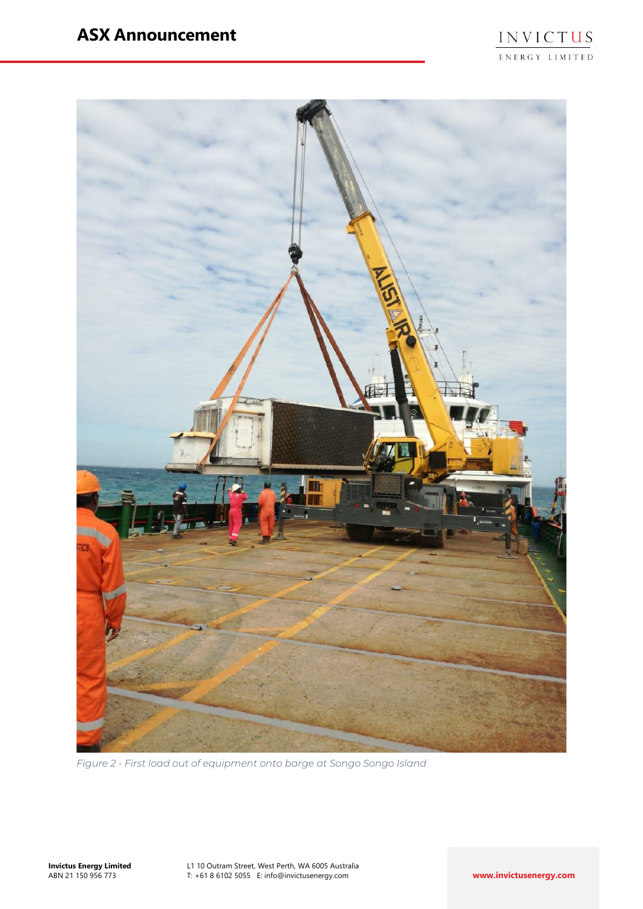*Figure 2 - First load out of equipment onto barge at Songo Songo Island*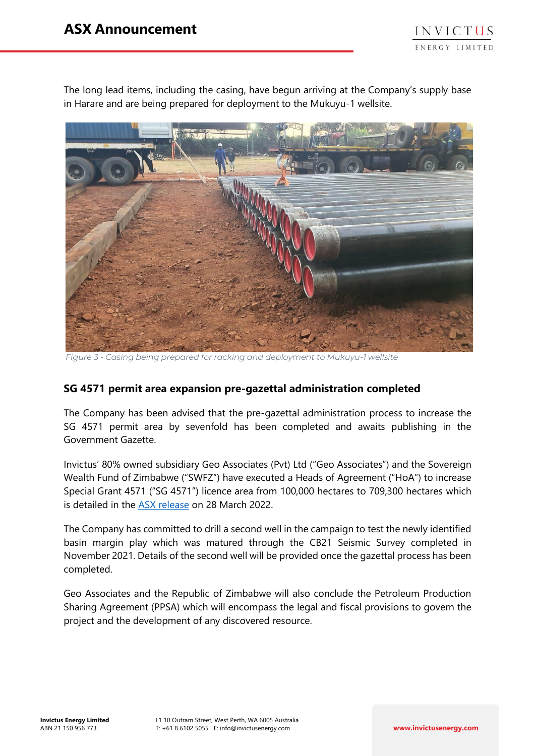The long lead items, including the casing, have begun arriving at the Company's supply base in Harare and are being prepared for deployment to the Mukuyu-1 wellsite.

*Figure 3 - Casing being prepared for racking and deployment to Mukuyu-1 wellsite*

## SG 4571 permit area expansion pre-gazettal administration completed

The Company has been advised that the pre-gazettal administration process to increase the SG 4571 permit area by sevenfold has been completed and awaits publishing in the Government Gazette.

Invictus' 80% owned subsidiary Geo Associates (Pvt) Ltd ("Geo Associates") and the Sovereign Wealth Fund of Zimbabwe ("SWFZ") have executed a Heads of Agreement ("HoA") to increase Special Grant 4571 ("SG 4571") licence area from 100,000 hectares to 709,300 hectares which is detailed in the ASX release on 28 March 2022.

The Company has committed to drill a second well in the campaign to test the newly identified basin margin play which was matured through the CB21 Seismic Survey completed in November 2021. Details of the second well will be provided once the gazettal process has been completed.

Geo Associates and the Republic of Zimbabwe will also conclude the Petroleum Production Sharing Agreement (PPSA) which will encompass the legal and fiscal provisions to govern the project and the development of any discovered resource.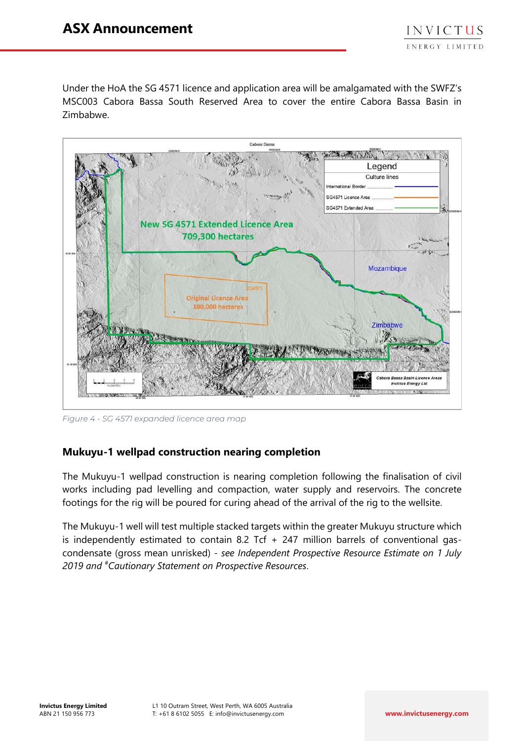Under the HoA the SG 4571 licence and application area will be amalgamated with the SWFZ's MSC003 Cabora Bassa South Reserved Area to cover the entire Cabora Bassa Basin in Zimbabwe.

Cabora Bassa

Legend

Culture lines

International Border

SG4571 Licence Area

SG4571 Extended Area

New SG 4571 Extended Licence Area

709,300 hectares

SG4571

Original Licence Area

100,000 hectares

Mozambique

Zimbabwe

Cabora Bassa Basin Licence Areas

Invictus Energy Ltd

*Figure 4 - SG 4571 expanded licence area map*

## Mukuyu-1 wellpad construction nearing completion

The Mukuyu-1 wellpad construction is nearing completion following the finalisation of civil works including pad levelling and compaction, water supply and reservoirs. The concrete footings for the rig will be poured for curing ahead of the arrival of the rig to the wellsite.

The Mukuyu-1 well will test multiple stacked targets within the greater Mukuyu structure which is independently estimated to contain 8.2 Tcf + 247 million barrels of conventional gas-condensate (gross mean unrisked) - *see Independent Prospective Resource Estimate on 1 July 2019 and #Cautionary Statement on Prospective Resources*.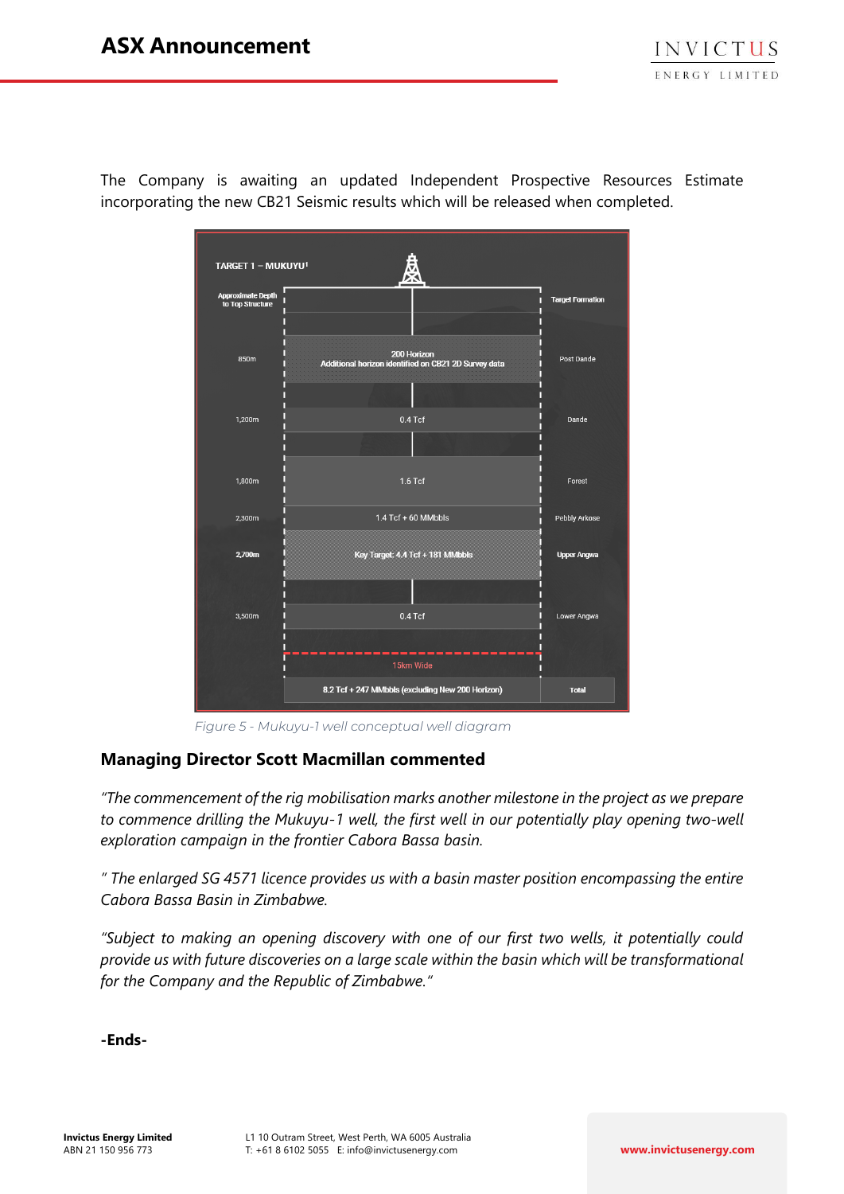The Company is awaiting an updated Independent Prospective Resources Estimate incorporating the new CB21 Seismic results which will be released when completed.

TARGET 1 – MUKUYU1

Approximate Depth to Top Structure

Target Formation

850m
200 Horizon
Additional horizon identified on CB21 2D Survey data
Post Dande

1,200m
0.4 Tcf
Dande

1,800m
1.6 Tcf
Forest

2,300m
1.4 Tcf + 60 MMbbls
Pebbly Arkose

2,700m
Key Target: 4.4 Tcf + 181 MMbbls
Upper Angwa

3,500m
0.4 Tcf
Lower Angwa

15km Wide

8.2 Tcf + 247 MMbbls (excluding New 200 Horizon)
Total

*Figure 5 - Mukuyu-1 well conceptual well diagram*

## Managing Director Scott Macmillan commented

*"The commencement of the rig mobilisation marks another milestone in the project as we prepare to commence drilling the Mukuyu-1 well, the first well in our potentially play opening two-well exploration campaign in the frontier Cabora Bassa basin.*

*" The enlarged SG 4571 licence provides us with a basin master position encompassing the entire Cabora Bassa Basin in Zimbabwe.*

*"Subject to making an opening discovery with one of our first two wells, it potentially could provide us with future discoveries on a large scale within the basin which will be transformational for the Company and the Republic of Zimbabwe."*

**-Ends-**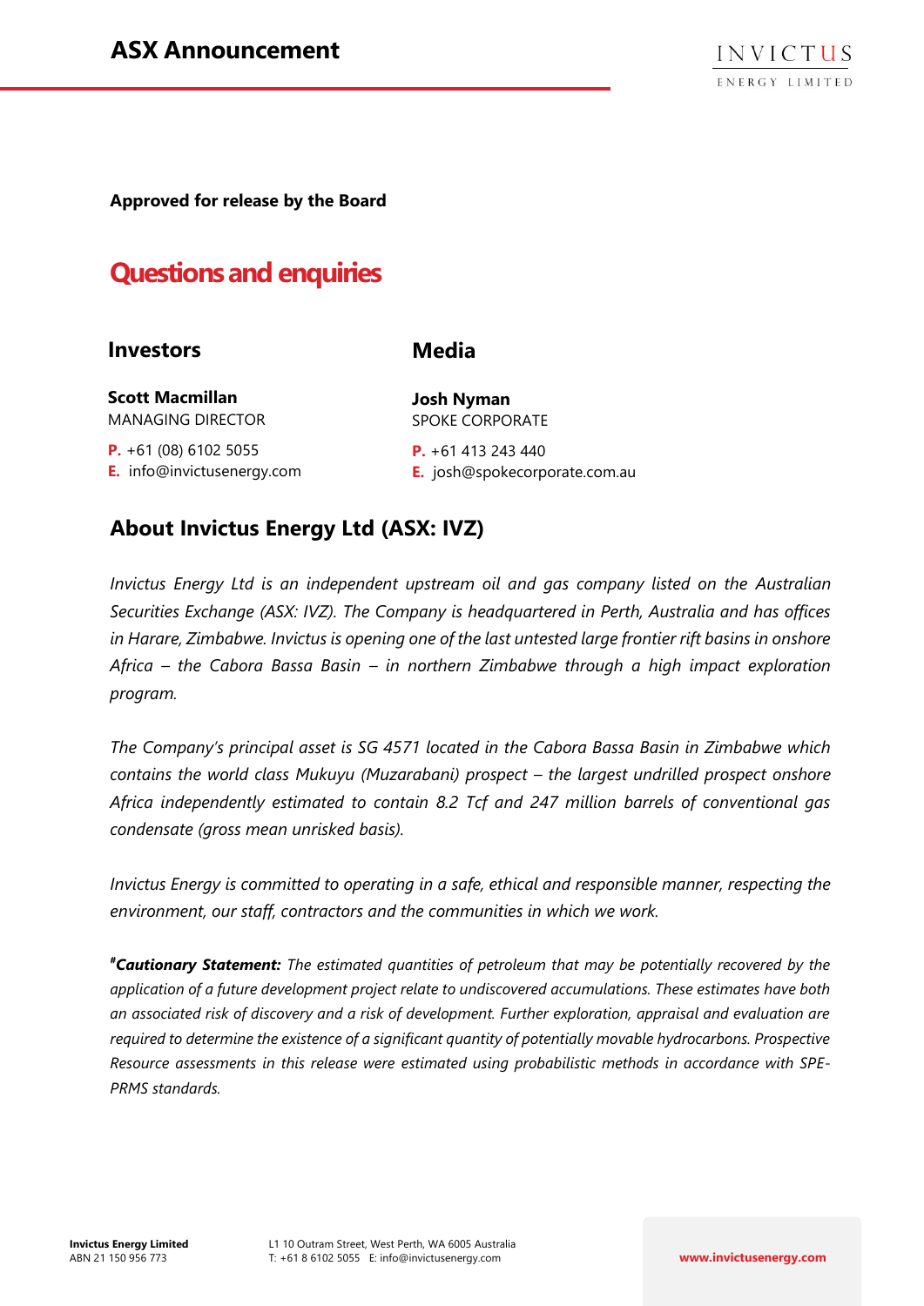**Approved for release by the Board**

# Questions and enquiries

### Investors

**Scott Macmillan**
MANAGING DIRECTOR

**P.** +61 (08) 6102 5055
**E.** info@invictusenergy.com

### Media

**Josh Nyman**
SPOKE CORPORATE

**P.** +61 413 243 440
**E.** josh@spokecorporate.com.au

## About Invictus Energy Ltd (ASX: IVZ)

*Invictus Energy Ltd is an independent upstream oil and gas company listed on the Australian Securities Exchange (ASX: IVZ). The Company is headquartered in Perth, Australia and has offices in Harare, Zimbabwe. Invictus is opening one of the last untested large frontier rift basins in onshore Africa – the Cabora Bassa Basin – in northern Zimbabwe through a high impact exploration program.*

*The Company's principal asset is SG 4571 located in the Cabora Bassa Basin in Zimbabwe which contains the world class Mukuyu (Muzarabani) prospect – the largest undrilled prospect onshore Africa independently estimated to contain 8.2 Tcf and 247 million barrels of conventional gas condensate (gross mean unrisked basis).*

*Invictus Energy is committed to operating in a safe, ethical and responsible manner, respecting the environment, our staff, contractors and the communities in which we work.*

*[#]**Cautionary Statement:** The estimated quantities of petroleum that may be potentially recovered by the application of a future development project relate to undiscovered accumulations. These estimates have both an associated risk of discovery and a risk of development. Further exploration, appraisal and evaluation are required to determine the existence of a significant quantity of potentially movable hydrocarbons. Prospective Resource assessments in this release were estimated using probabilistic methods in accordance with SPE-PRMS standards.*